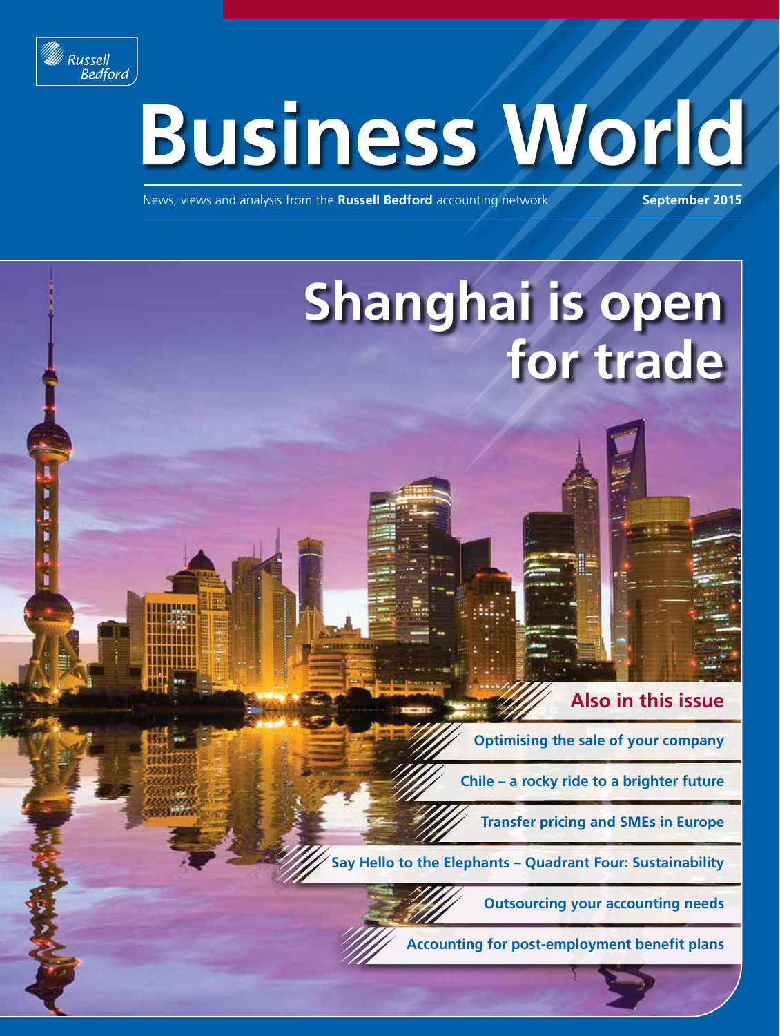Russell Bedford

# Business World

News, views and analysis from the **Russell Bedford** accounting network

**September 2015**

## Shanghai is open for trade

### Also in this issue

- Optimising the sale of your company
- Chile – a rocky ride to a brighter future
- Transfer pricing and SMEs in Europe
- Say Hello to the Elephants – Quadrant Four: Sustainability
- Outsourcing your accounting needs
- Accounting for post-employment benefit plans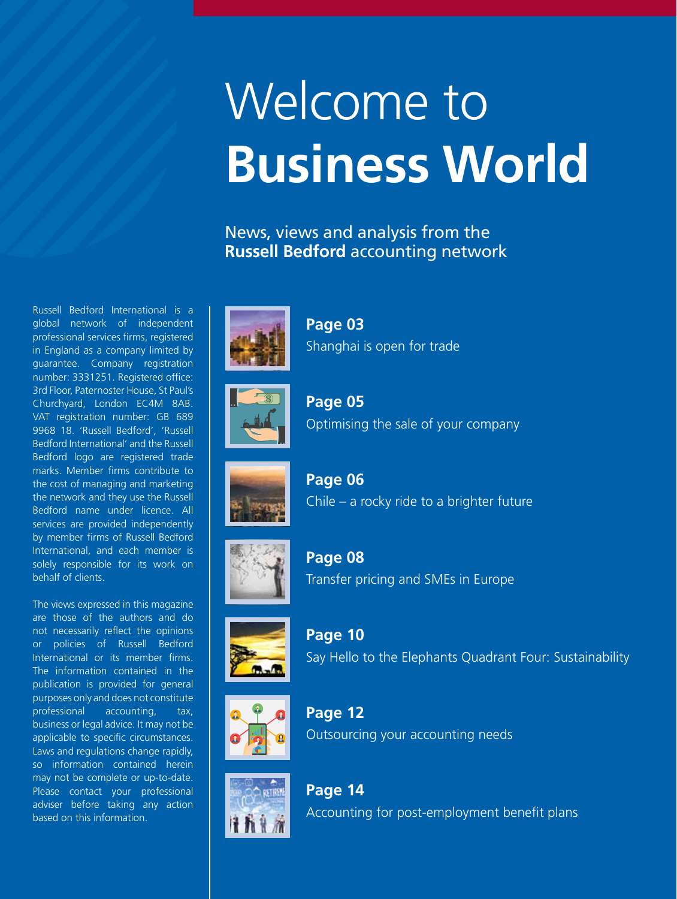# Welcome to **Business World**

News, views and analysis from the **Russell Bedford** accounting network

Russell Bedford International is a global network of independent professional services firms, registered in England as a company limited by guarantee. Company registration number: 3331251. Registered office: 3rd Floor, Paternoster House, St Paul's Churchyard, London EC4M 8AB. VAT registration number: GB 689 9968 18. 'Russell Bedford', 'Russell Bedford International' and the Russell Bedford logo are registered trade marks. Member firms contribute to the cost of managing and marketing the network and they use the Russell Bedford name under licence. All services are provided independently by member firms of Russell Bedford International, and each member is solely responsible for its work on behalf of clients.

The views expressed in this magazine are those of the authors and do not necessarily reflect the opinions or policies of Russell Bedford International or its member firms. The information contained in the publication is provided for general purposes only and does not constitute professional accounting, tax, business or legal advice. It may not be applicable to specific circumstances. Laws and regulations change rapidly, so information contained herein may not be complete or up-to-date. Please contact your professional adviser before taking any action based on this information.

**Page 03**
Shanghai is open for trade

**Page 05**
Optimising the sale of your company

**Page 06**
Chile – a rocky ride to a brighter future

**Page 08**
Transfer pricing and SMEs in Europe

**Page 10**
Say Hello to the Elephants Quadrant Four: Sustainability

**Page 12**
Outsourcing your accounting needs

**Page 14**
Accounting for post-employment benefit plans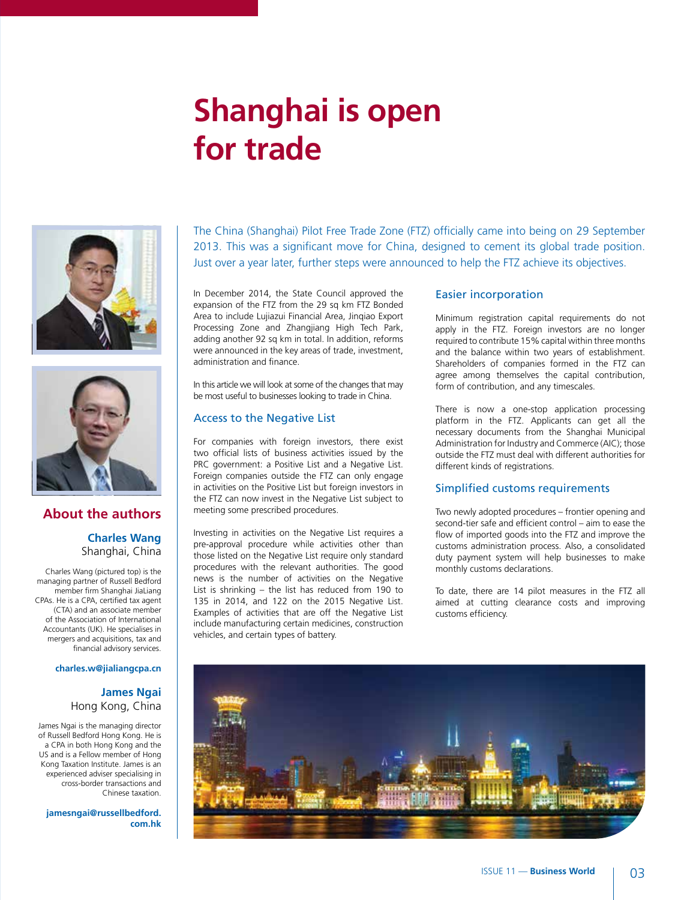# Shanghai is open for trade

The China (Shanghai) Pilot Free Trade Zone (FTZ) officially came into being on 29 September 2013. This was a significant move for China, designed to cement its global trade position. Just over a year later, further steps were announced to help the FTZ achieve its objectives.

In December 2014, the State Council approved the expansion of the FTZ from the 29 sq km FTZ Bonded Area to include Lujiazui Financial Area, Jinqiao Export Processing Zone and Zhangjiang High Tech Park, adding another 92 sq km in total. In addition, reforms were announced in the key areas of trade, investment, administration and finance.

In this article we will look at some of the changes that may be most useful to businesses looking to trade in China.

## Access to the Negative List

For companies with foreign investors, there exist two official lists of business activities issued by the PRC government: a Positive List and a Negative List. Foreign companies outside the FTZ can only engage in activities on the Positive List but foreign investors in the FTZ can now invest in the Negative List subject to meeting some prescribed procedures.

Investing in activities on the Negative List requires a pre-approval procedure while activities other than those listed on the Negative List require only standard procedures with the relevant authorities. The good news is the number of activities on the Negative List is shrinking – the list has reduced from 190 to 135 in 2014, and 122 on the 2015 Negative List. Examples of activities that are off the Negative List include manufacturing certain medicines, construction vehicles, and certain types of battery.

## Easier incorporation

Minimum registration capital requirements do not apply in the FTZ. Foreign investors are no longer required to contribute 15% capital within three months and the balance within two years of establishment. Shareholders of companies formed in the FTZ can agree among themselves the capital contribution, form of contribution, and any timescales.

There is now a one-stop application processing platform in the FTZ. Applicants can get all the necessary documents from the Shanghai Municipal Administration for Industry and Commerce (AIC); those outside the FTZ must deal with different authorities for different kinds of registrations.

## Simplified customs requirements

Two newly adopted procedures – frontier opening and second-tier safe and efficient control – aim to ease the flow of imported goods into the FTZ and improve the customs administration process. Also, a consolidated duty payment system will help businesses to make monthly customs declarations.

To date, there are 14 pilot measures in the FTZ all aimed at cutting clearance costs and improving customs efficiency.

## About the authors

**Charles Wang**
Shanghai, China

Charles Wang (pictured top) is the managing partner of Russell Bedford member firm Shanghai JiaLiang CPAs. He is a CPA, certified tax agent (CTA) and an associate member of the Association of International Accountants (UK). He specialises in mergers and acquisitions, tax and financial advisory services.

**charles.w@jialiangcpa.cn**

**James Ngai**
Hong Kong, China

James Ngai is the managing director of Russell Bedford Hong Kong. He is a CPA in both Hong Kong and the US and is a Fellow member of Hong Kong Taxation Institute. James is an experienced adviser specialising in cross-border transactions and Chinese taxation.

**jamesngai@russellbedford.com.hk**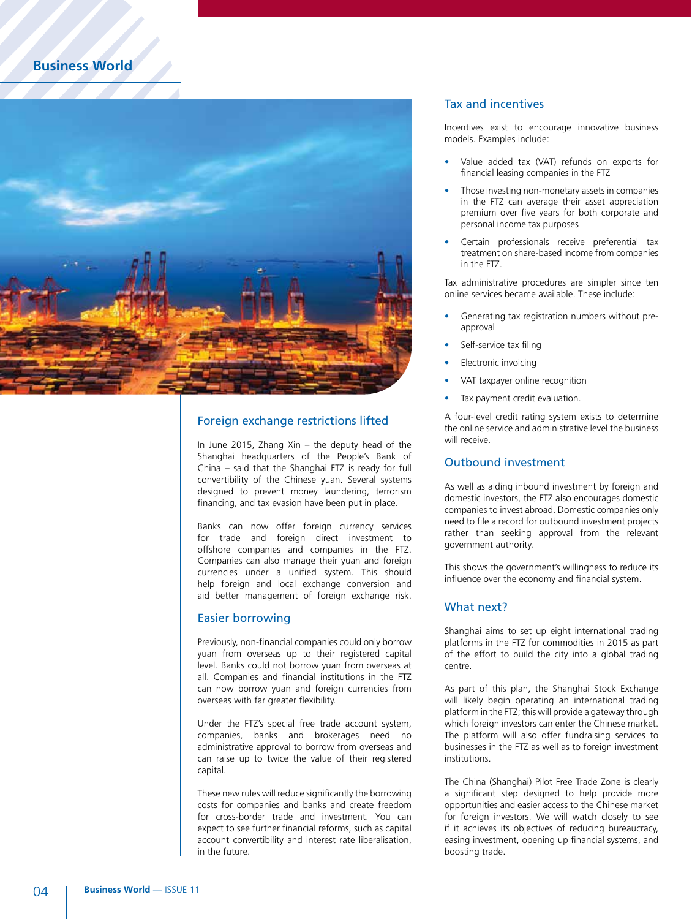## Foreign exchange restrictions lifted

In June 2015, Zhang Xin – the deputy head of the Shanghai headquarters of the People's Bank of China – said that the Shanghai FTZ is ready for full convertibility of the Chinese yuan. Several systems designed to prevent money laundering, terrorism financing, and tax evasion have been put in place.

Banks can now offer foreign currency services for trade and foreign direct investment to offshore companies and companies in the FTZ. Companies can also manage their yuan and foreign currencies under a unified system. This should help foreign and local exchange conversion and aid better management of foreign exchange risk.

## Easier borrowing

Previously, non-financial companies could only borrow yuan from overseas up to their registered capital level. Banks could not borrow yuan from overseas at all. Companies and financial institutions in the FTZ can now borrow yuan and foreign currencies from overseas with far greater flexibility.

Under the FTZ's special free trade account system, companies, banks and brokerages need no administrative approval to borrow from overseas and can raise up to twice the value of their registered capital.

These new rules will reduce significantly the borrowing costs for companies and banks and create freedom for cross-border trade and investment. You can expect to see further financial reforms, such as capital account convertibility and interest rate liberalisation, in the future.

## Tax and incentives

Incentives exist to encourage innovative business models. Examples include:

- Value added tax (VAT) refunds on exports for financial leasing companies in the FTZ
- Those investing non-monetary assets in companies in the FTZ can average their asset appreciation premium over five years for both corporate and personal income tax purposes
- Certain professionals receive preferential tax treatment on share-based income from companies in the FTZ.

Tax administrative procedures are simpler since ten online services became available. These include:

- Generating tax registration numbers without pre-approval
- Self-service tax filing
- Electronic invoicing
- VAT taxpayer online recognition
- Tax payment credit evaluation.

A four-level credit rating system exists to determine the online service and administrative level the business will receive.

## Outbound investment

As well as aiding inbound investment by foreign and domestic investors, the FTZ also encourages domestic companies to invest abroad. Domestic companies only need to file a record for outbound investment projects rather than seeking approval from the relevant government authority.

This shows the government's willingness to reduce its influence over the economy and financial system.

## What next?

Shanghai aims to set up eight international trading platforms in the FTZ for commodities in 2015 as part of the effort to build the city into a global trading centre.

As part of this plan, the Shanghai Stock Exchange will likely begin operating an international trading platform in the FTZ; this will provide a gateway through which foreign investors can enter the Chinese market. The platform will also offer fundraising services to businesses in the FTZ as well as to foreign investment institutions.

The China (Shanghai) Pilot Free Trade Zone is clearly a significant step designed to help provide more opportunities and easier access to the Chinese market for foreign investors. We will watch closely to see if it achieves its objectives of reducing bureaucracy, easing investment, opening up financial systems, and boosting trade.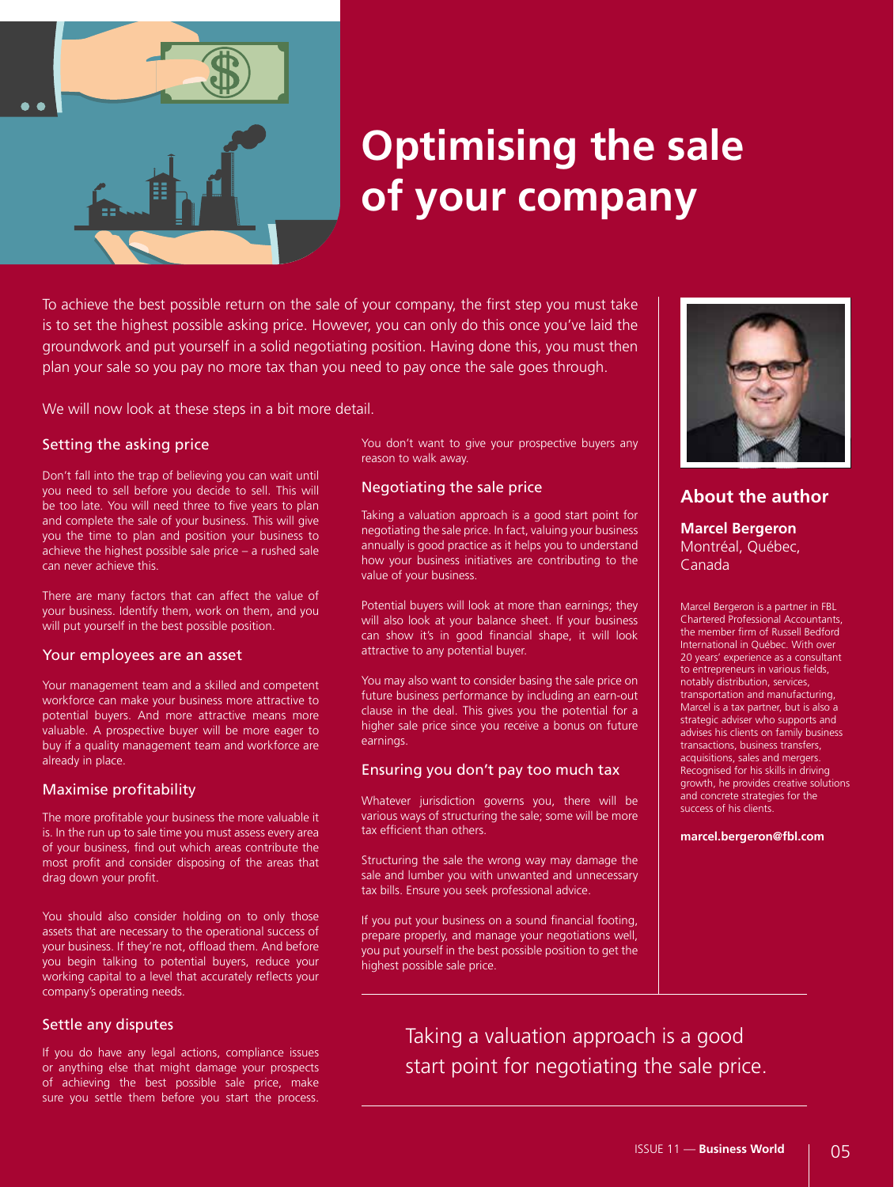# Optimising the sale of your company

To achieve the best possible return on the sale of your company, the first step you must take is to set the highest possible asking price. However, you can only do this once you've laid the groundwork and put yourself in a solid negotiating position. Having done this, you must then plan your sale so you pay no more tax than you need to pay once the sale goes through.

We will now look at these steps in a bit more detail.

## Setting the asking price

Don't fall into the trap of believing you can wait until you need to sell before you decide to sell. This will be too late. You will need three to five years to plan and complete the sale of your business. This will give you the time to plan and position your business to achieve the highest possible sale price – a rushed sale can never achieve this.

There are many factors that can affect the value of your business. Identify them, work on them, and you will put yourself in the best possible position.

## Your employees are an asset

Your management team and a skilled and competent workforce can make your business more attractive to potential buyers. And more attractive means more valuable. A prospective buyer will be more eager to buy if a quality management team and workforce are already in place.

## Maximise profitability

The more profitable your business the more valuable it is. In the run up to sale time you must assess every area of your business, find out which areas contribute the most profit and consider disposing of the areas that drag down your profit.

You should also consider holding on to only those assets that are necessary to the operational success of your business. If they're not, offload them. And before you begin talking to potential buyers, reduce your working capital to a level that accurately reflects your company's operating needs.

## Settle any disputes

If you do have any legal actions, compliance issues or anything else that might damage your prospects of achieving the best possible sale price, make sure you settle them before you start the process. You don't want to give your prospective buyers any reason to walk away.

## Negotiating the sale price

Taking a valuation approach is a good start point for negotiating the sale price. In fact, valuing your business annually is good practice as it helps you to understand how your business initiatives are contributing to the value of your business.

Potential buyers will look at more than earnings; they will also look at your balance sheet. If your business can show it's in good financial shape, it will look attractive to any potential buyer.

You may also want to consider basing the sale price on future business performance by including an earn-out clause in the deal. This gives you the potential for a higher sale price since you receive a bonus on future earnings.

## Ensuring you don't pay too much tax

Whatever jurisdiction governs you, there will be various ways of structuring the sale; some will be more tax efficient than others.

Structuring the sale the wrong way may damage the sale and lumber you with unwanted and unnecessary tax bills. Ensure you seek professional advice.

If you put your business on a sound financial footing, prepare properly, and manage your negotiations well, you put yourself in the best possible position to get the highest possible sale price.

> Taking a valuation approach is a good start point for negotiating the sale price.

## About the author

**Marcel Bergeron**
Montréal, Québec, Canada

Marcel Bergeron is a partner in FBL Chartered Professional Accountants, the member firm of Russell Bedford International in Québec. With over 20 years' experience as a consultant to entrepreneurs in various fields, notably distribution, services, transportation and manufacturing, Marcel is a tax partner, but is also a strategic adviser who supports and advises his clients on family business transactions, business transfers, acquisitions, sales and mergers. Recognised for his skills in driving growth, he provides creative solutions and concrete strategies for the success of his clients.

**marcel.bergeron@fbl.com**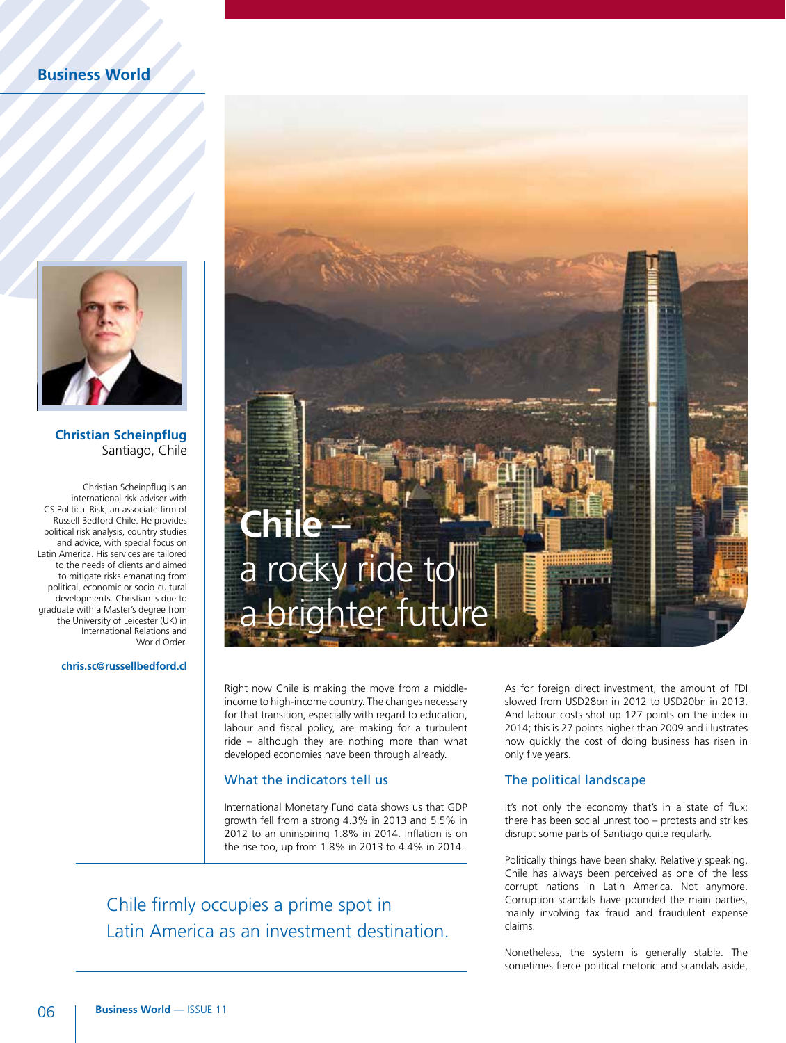# Chile – a rocky ride to a brighter future

**Christian Scheinpflug**
Santiago, Chile

Christian Scheinpflug is an international risk adviser with CS Political Risk, an associate firm of Russell Bedford Chile. He provides political risk analysis, country studies and advice, with special focus on Latin America. His services are tailored to the needs of clients and aimed to mitigate risks emanating from political, economic or socio-cultural developments. Christian is due to graduate with a Master's degree from the University of Leicester (UK) in International Relations and World Order.

**chris.sc@russellbedford.cl**

Right now Chile is making the move from a middle-income to high-income country. The changes necessary for that transition, especially with regard to education, labour and fiscal policy, are making for a turbulent ride – although they are nothing more than what developed economies have been through already.

## What the indicators tell us

International Monetary Fund data shows us that GDP growth fell from a strong 4.3% in 2013 and 5.5% in 2012 to an uninspiring 1.8% in 2014. Inflation is on the rise too, up from 1.8% in 2013 to 4.4% in 2014.

> Chile firmly occupies a prime spot in Latin America as an investment destination.

As for foreign direct investment, the amount of FDI slowed from USD28bn in 2012 to USD20bn in 2013. And labour costs shot up 127 points on the index in 2014; this is 27 points higher than 2009 and illustrates how quickly the cost of doing business has risen in only five years.

## The political landscape

It's not only the economy that's in a state of flux; there has been social unrest too – protests and strikes disrupt some parts of Santiago quite regularly.

Politically things have been shaky. Relatively speaking, Chile has always been perceived as one of the less corrupt nations in Latin America. Not anymore. Corruption scandals have pounded the main parties, mainly involving tax fraud and fraudulent expense claims.

Nonetheless, the system is generally stable. The sometimes fierce political rhetoric and scandals aside,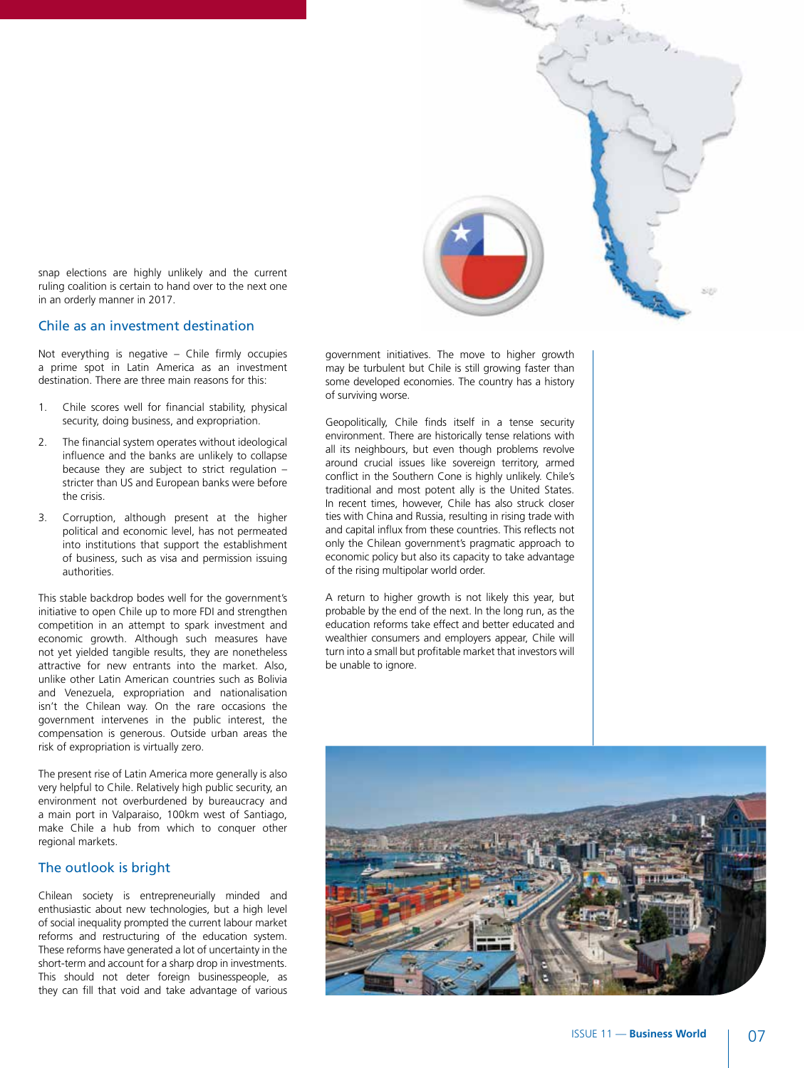snap elections are highly unlikely and the current ruling coalition is certain to hand over to the next one in an orderly manner in 2017.

## Chile as an investment destination

Not everything is negative – Chile firmly occupies a prime spot in Latin America as an investment destination. There are three main reasons for this:

1. Chile scores well for financial stability, physical security, doing business, and expropriation.
2. The financial system operates without ideological influence and the banks are unlikely to collapse because they are subject to strict regulation – stricter than US and European banks were before the crisis.
3. Corruption, although present at the higher political and economic level, has not permeated into institutions that support the establishment of business, such as visa and permission issuing authorities.

This stable backdrop bodes well for the government's initiative to open Chile up to more FDI and strengthen competition in an attempt to spark investment and economic growth. Although such measures have not yet yielded tangible results, they are nonetheless attractive for new entrants into the market. Also, unlike other Latin American countries such as Bolivia and Venezuela, expropriation and nationalisation isn't the Chilean way. On the rare occasions the government intervenes in the public interest, the compensation is generous. Outside urban areas the risk of expropriation is virtually zero.

The present rise of Latin America more generally is also very helpful to Chile. Relatively high public security, an environment not overburdened by bureaucracy and a main port in Valparaiso, 100km west of Santiago, make Chile a hub from which to conquer other regional markets.

## The outlook is bright

Chilean society is entrepreneurially minded and enthusiastic about new technologies, but a high level of social inequality prompted the current labour market reforms and restructuring of the education system. These reforms have generated a lot of uncertainty in the short-term and account for a sharp drop in investments. This should not deter foreign businesspeople, as they can fill that void and take advantage of various government initiatives. The move to higher growth may be turbulent but Chile is still growing faster than some developed economies. The country has a history of surviving worse.

Geopolitically, Chile finds itself in a tense security environment. There are historically tense relations with all its neighbours, but even though problems revolve around crucial issues like sovereign territory, armed conflict in the Southern Cone is highly unlikely. Chile's traditional and most potent ally is the United States. In recent times, however, Chile has also struck closer ties with China and Russia, resulting in rising trade with and capital influx from these countries. This reflects not only the Chilean government's pragmatic approach to economic policy but also its capacity to take advantage of the rising multipolar world order.

A return to higher growth is not likely this year, but probable by the end of the next. In the long run, as the education reforms take effect and better educated and wealthier consumers and employers appear, Chile will turn into a small but profitable market that investors will be unable to ignore.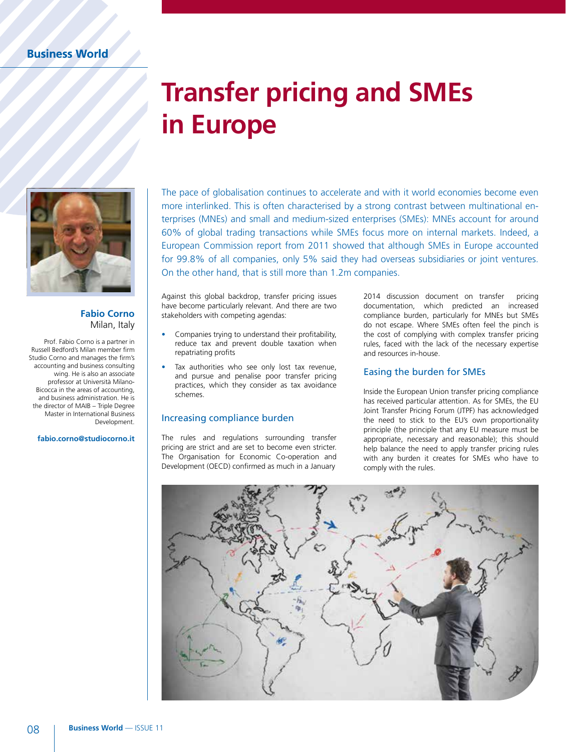# Transfer pricing and SMEs in Europe

**Fabio Corno**
Milan, Italy

Prof. Fabio Corno is a partner in Russell Bedford's Milan member firm Studio Corno and manages the firm's accounting and business consulting wing. He is also an associate professor at Università Milano-Bicocca in the areas of accounting, and business administration. He is the director of MAIB – Triple Degree Master in International Business Development.

**fabio.corno@studiocorno.it**

The pace of globalisation continues to accelerate and with it world economies become even more interlinked. This is often characterised by a strong contrast between multinational enterprises (MNEs) and small and medium-sized enterprises (SMEs): MNEs account for around 60% of global trading transactions while SMEs focus more on internal markets. Indeed, a European Commission report from 2011 showed that although SMEs in Europe accounted for 99.8% of all companies, only 5% said they had overseas subsidiaries or joint ventures. On the other hand, that is still more than 1.2m companies.

Against this global backdrop, transfer pricing issues have become particularly relevant. And there are two stakeholders with competing agendas:

- Companies trying to understand their profitability, reduce tax and prevent double taxation when repatriating profits
- Tax authorities who see only lost tax revenue, and pursue and penalise poor transfer pricing practices, which they consider as tax avoidance schemes.

## Increasing compliance burden

The rules and regulations surrounding transfer pricing are strict and are set to become even stricter. The Organisation for Economic Co-operation and Development (OECD) confirmed as much in a January 2014 discussion document on transfer pricing documentation, which predicted an increased compliance burden, particularly for MNEs but SMEs do not escape. Where SMEs often feel the pinch is the cost of complying with complex transfer pricing rules, faced with the lack of the necessary expertise and resources in-house.

## Easing the burden for SMEs

Inside the European Union transfer pricing compliance has received particular attention. As for SMEs, the EU Joint Transfer Pricing Forum (JTPF) has acknowledged the need to stick to the EU's own proportionality principle (the principle that any EU measure must be appropriate, necessary and reasonable); this should help balance the need to apply transfer pricing rules with any burden it creates for SMEs who have to comply with the rules.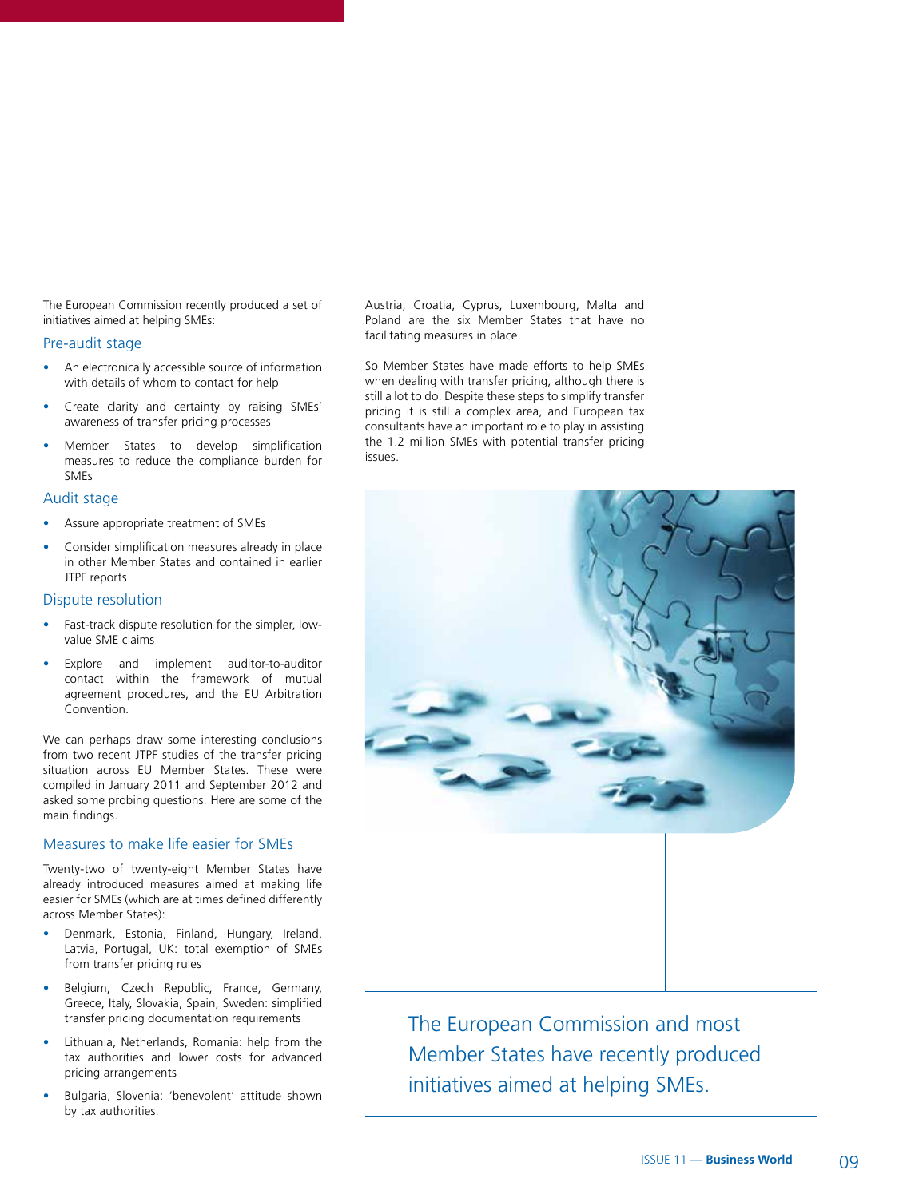The European Commission recently produced a set of initiatives aimed at helping SMEs:

### Pre-audit stage

- An electronically accessible source of information with details of whom to contact for help
- Create clarity and certainty by raising SMEs' awareness of transfer pricing processes
- Member States to develop simplification measures to reduce the compliance burden for SMEs

### Audit stage

- Assure appropriate treatment of SMEs
- Consider simplification measures already in place in other Member States and contained in earlier JTPF reports

### Dispute resolution

- Fast-track dispute resolution for the simpler, low-value SME claims
- Explore and implement auditor-to-auditor contact within the framework of mutual agreement procedures, and the EU Arbitration Convention.

We can perhaps draw some interesting conclusions from two recent JTPF studies of the transfer pricing situation across EU Member States. These were compiled in January 2011 and September 2012 and asked some probing questions. Here are some of the main findings.

### Measures to make life easier for SMEs

Twenty-two of twenty-eight Member States have already introduced measures aimed at making life easier for SMEs (which are at times defined differently across Member States):

- Denmark, Estonia, Finland, Hungary, Ireland, Latvia, Portugal, UK: total exemption of SMEs from transfer pricing rules
- Belgium, Czech Republic, France, Germany, Greece, Italy, Slovakia, Spain, Sweden: simplified transfer pricing documentation requirements
- Lithuania, Netherlands, Romania: help from the tax authorities and lower costs for advanced pricing arrangements
- Bulgaria, Slovenia: 'benevolent' attitude shown by tax authorities.

Austria, Croatia, Cyprus, Luxembourg, Malta and Poland are the six Member States that have no facilitating measures in place.

So Member States have made efforts to help SMEs when dealing with transfer pricing, although there is still a lot to do. Despite these steps to simplify transfer pricing it is still a complex area, and European tax consultants have an important role to play in assisting the 1.2 million SMEs with potential transfer pricing issues.

> The European Commission and most Member States have recently produced initiatives aimed at helping SMEs.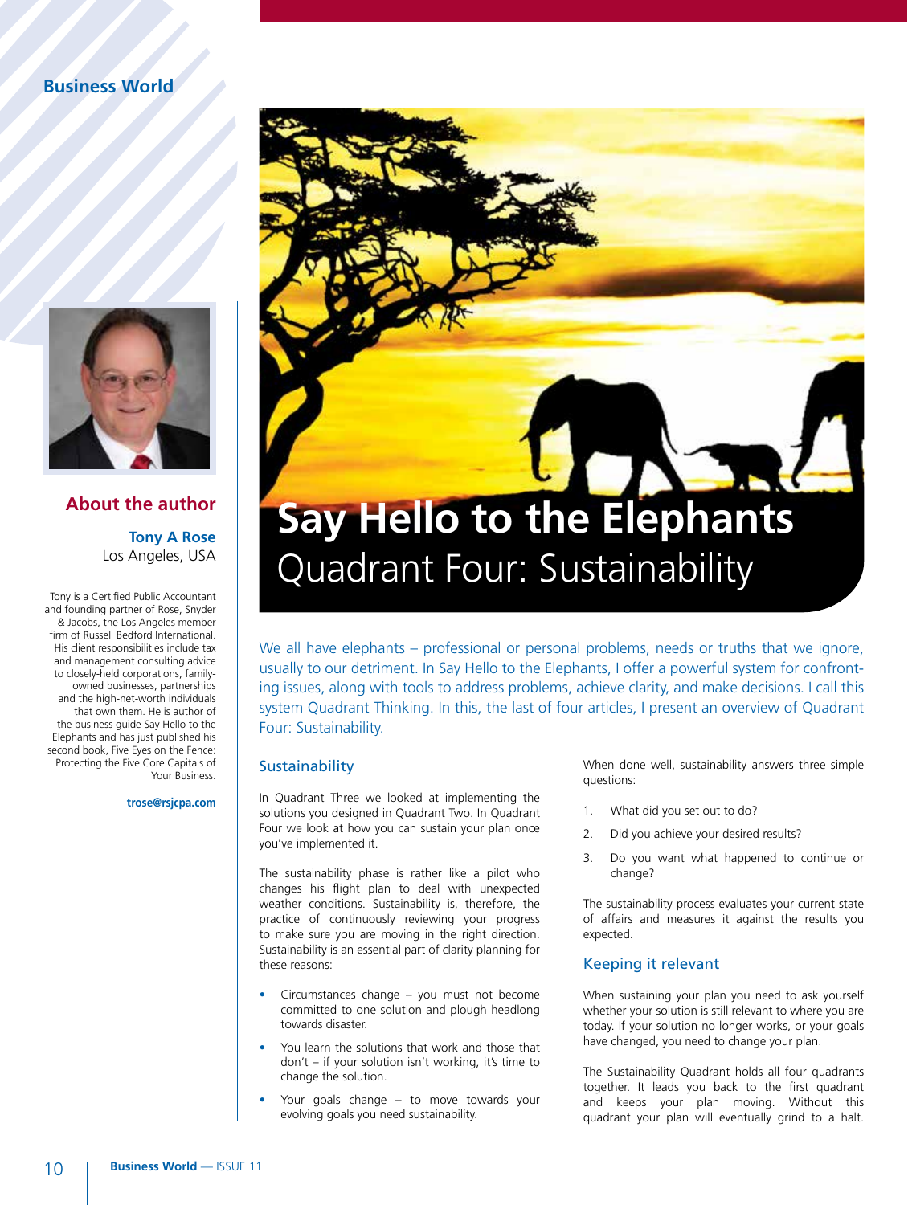# Say Hello to the Elephants

## Quadrant Four: Sustainability

We all have elephants – professional or personal problems, needs or truths that we ignore, usually to our detriment. In Say Hello to the Elephants, I offer a powerful system for confronting issues, along with tools to address problems, achieve clarity, and make decisions. I call this system Quadrant Thinking. In this, the last of four articles, I present an overview of Quadrant Four: Sustainability.

### About the author

**Tony A Rose**
Los Angeles, USA

Tony is a Certified Public Accountant and founding partner of Rose, Snyder & Jacobs, the Los Angeles member firm of Russell Bedford International. His client responsibilities include tax and management consulting advice to closely-held corporations, family-owned businesses, partnerships and the high-net-worth individuals that own them. He is author of the business guide Say Hello to the Elephants and has just published his second book, Five Eyes on the Fence: Protecting the Five Core Capitals of Your Business.

trose@rsjcpa.com

### Sustainability

In Quadrant Three we looked at implementing the solutions you designed in Quadrant Two. In Quadrant Four we look at how you can sustain your plan once you've implemented it.

The sustainability phase is rather like a pilot who changes his flight plan to deal with unexpected weather conditions. Sustainability is, therefore, the practice of continuously reviewing your progress to make sure you are moving in the right direction. Sustainability is an essential part of clarity planning for these reasons:

- Circumstances change – you must not become committed to one solution and plough headlong towards disaster.
- You learn the solutions that work and those that don't – if your solution isn't working, it's time to change the solution.
- Your goals change – to move towards your evolving goals you need sustainability.

When done well, sustainability answers three simple questions:

1. What did you set out to do?
2. Did you achieve your desired results?
3. Do you want what happened to continue or change?

The sustainability process evaluates your current state of affairs and measures it against the results you expected.

### Keeping it relevant

When sustaining your plan you need to ask yourself whether your solution is still relevant to where you are today. If your solution no longer works, or your goals have changed, you need to change your plan.

The Sustainability Quadrant holds all four quadrants together. It leads you back to the first quadrant and keeps your plan moving. Without this quadrant your plan will eventually grind to a halt.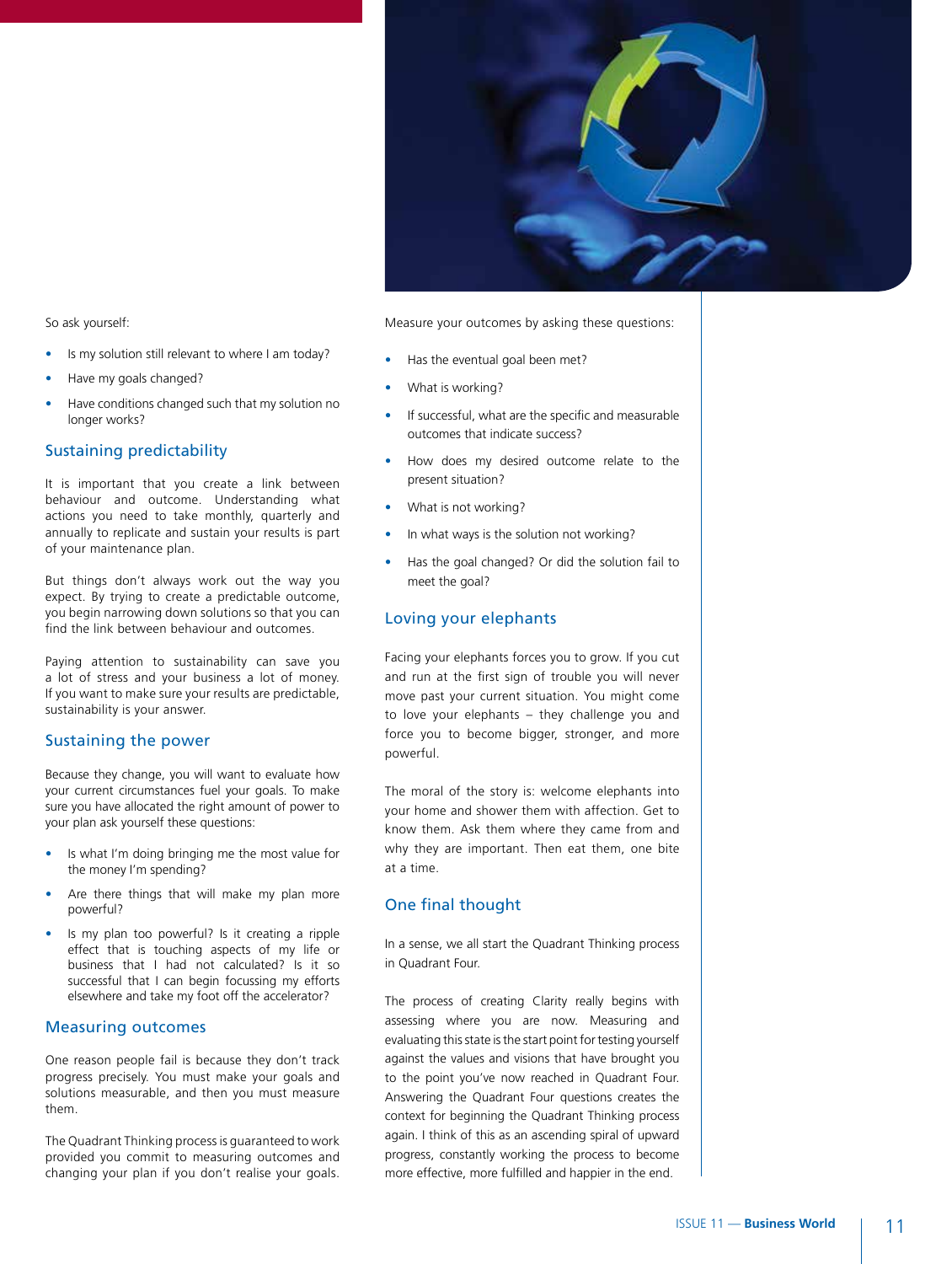So ask yourself:

- Is my solution still relevant to where I am today?
- Have my goals changed?
- Have conditions changed such that my solution no longer works?

## Sustaining predictability

It is important that you create a link between behaviour and outcome. Understanding what actions you need to take monthly, quarterly and annually to replicate and sustain your results is part of your maintenance plan.

But things don't always work out the way you expect. By trying to create a predictable outcome, you begin narrowing down solutions so that you can find the link between behaviour and outcomes.

Paying attention to sustainability can save you a lot of stress and your business a lot of money. If you want to make sure your results are predictable, sustainability is your answer.

## Sustaining the power

Because they change, you will want to evaluate how your current circumstances fuel your goals. To make sure you have allocated the right amount of power to your plan ask yourself these questions:

- Is what I'm doing bringing me the most value for the money I'm spending?
- Are there things that will make my plan more powerful?
- Is my plan too powerful? Is it creating a ripple effect that is touching aspects of my life or business that I had not calculated? Is it so successful that I can begin focussing my efforts elsewhere and take my foot off the accelerator?

## Measuring outcomes

One reason people fail is because they don't track progress precisely. You must make your goals and solutions measurable, and then you must measure them.

The Quadrant Thinking process is guaranteed to work provided you commit to measuring outcomes and changing your plan if you don't realise your goals.

Measure your outcomes by asking these questions:

- Has the eventual goal been met?
- What is working?
- If successful, what are the specific and measurable outcomes that indicate success?
- How does my desired outcome relate to the present situation?
- What is not working?
- In what ways is the solution not working?
- Has the goal changed? Or did the solution fail to meet the goal?

## Loving your elephants

Facing your elephants forces you to grow. If you cut and run at the first sign of trouble you will never move past your current situation. You might come to love your elephants – they challenge you and force you to become bigger, stronger, and more powerful.

The moral of the story is: welcome elephants into your home and shower them with affection. Get to know them. Ask them where they came from and why they are important. Then eat them, one bite at a time.

## One final thought

In a sense, we all start the Quadrant Thinking process in Quadrant Four.

The process of creating Clarity really begins with assessing where you are now. Measuring and evaluating this state is the start point for testing yourself against the values and visions that have brought you to the point you've now reached in Quadrant Four. Answering the Quadrant Four questions creates the context for beginning the Quadrant Thinking process again. I think of this as an ascending spiral of upward progress, constantly working the process to become more effective, more fulfilled and happier in the end.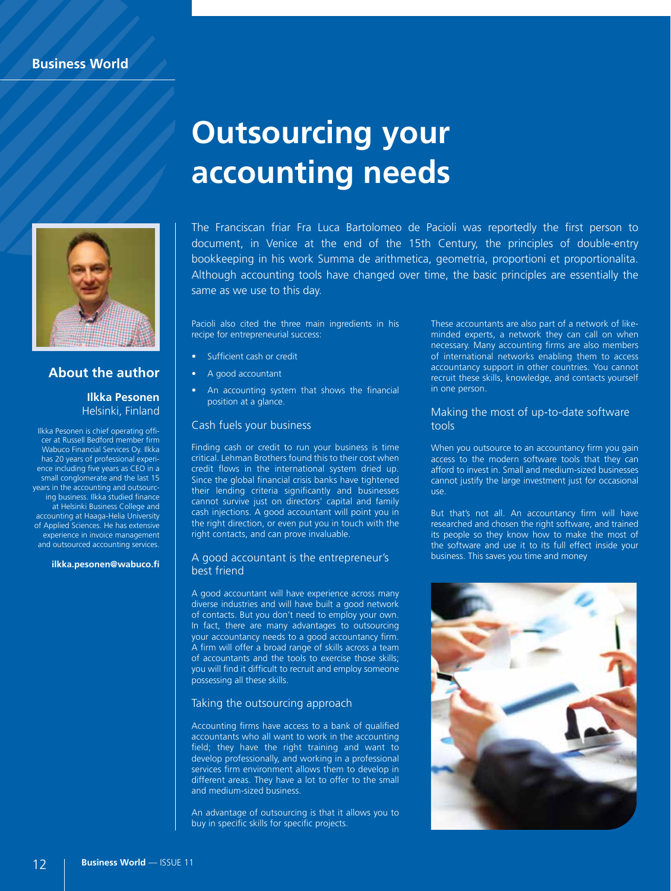# Outsourcing your accounting needs

The Franciscan friar Fra Luca Bartolomeo de Pacioli was reportedly the first person to document, in Venice at the end of the 15th Century, the principles of double-entry bookkeeping in his work Summa de arithmetica, geometria, proportioni et proportionalita. Although accounting tools have changed over time, the basic principles are essentially the same as we use to this day.

Pacioli also cited the three main ingredients in his recipe for entrepreneurial success:

- Sufficient cash or credit
- A good accountant
- An accounting system that shows the financial position at a glance.

## Cash fuels your business

Finding cash or credit to run your business is time critical. Lehman Brothers found this to their cost when credit flows in the international system dried up. Since the global financial crisis banks have tightened their lending criteria significantly and businesses cannot survive just on directors' capital and family cash injections. A good accountant will point you in the right direction, or even put you in touch with the right contacts, and can prove invaluable.

## A good accountant is the entrepreneur's best friend

A good accountant will have experience across many diverse industries and will have built a good network of contacts. But you don't need to employ your own. In fact, there are many advantages to outsourcing your accountancy needs to a good accountancy firm. A firm will offer a broad range of skills across a team of accountants and the tools to exercise those skills; you will find it difficult to recruit and employ someone possessing all these skills.

## Taking the outsourcing approach

Accounting firms have access to a bank of qualified accountants who all want to work in the accounting field; they have the right training and want to develop professionally, and working in a professional services firm environment allows them to develop in different areas. They have a lot to offer to the small and medium-sized business.

An advantage of outsourcing is that it allows you to buy in specific skills for specific projects.

These accountants are also part of a network of like-minded experts, a network they can call on when necessary. Many accounting firms are also members of international networks enabling them to access accountancy support in other countries. You cannot recruit these skills, knowledge, and contacts yourself in one person.

## Making the most of up-to-date software tools

When you outsource to an accountancy firm you gain access to the modern software tools that they can afford to invest in. Small and medium-sized businesses cannot justify the large investment just for occasional use.

But that's not all. An accountancy firm will have researched and chosen the right software, and trained its people so they know how to make the most of the software and use it to its full effect inside your business. This saves you time and money

## About the author

**Ilkka Pesonen**
Helsinki, Finland

Ilkka Pesonen is chief operating officer at Russell Bedford member firm Wabuco Financial Services Oy. Ilkka has 20 years of professional experience including five years as CEO in a small conglomerate and the last 15 years in the accounting and outsourcing business. Ilkka studied finance at Helsinki Business College and accounting at Haaga-Helia University of Applied Sciences. He has extensive experience in invoice management and outsourced accounting services.

**ilkka.pesonen@wabuco.fi**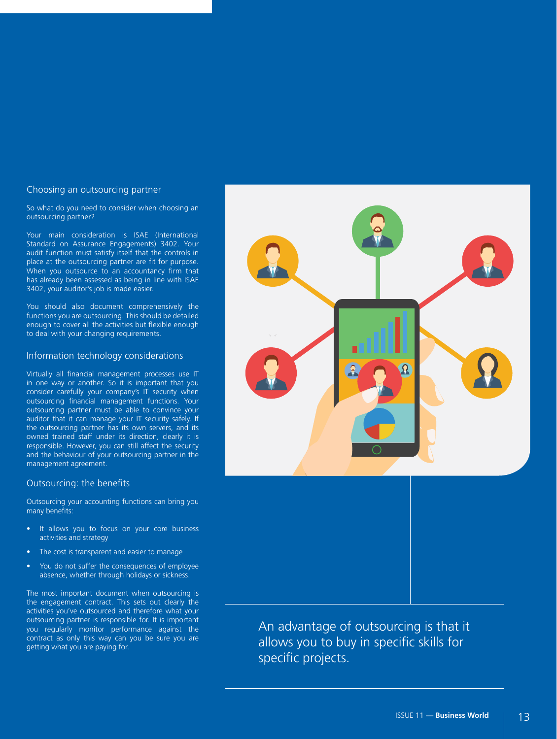## Choosing an outsourcing partner

So what do you need to consider when choosing an outsourcing partner?

Your main consideration is ISAE (International Standard on Assurance Engagements) 3402. Your audit function must satisfy itself that the controls in place at the outsourcing partner are fit for purpose. When you outsource to an accountancy firm that has already been assessed as being in line with ISAE 3402, your auditor's job is made easier.

You should also document comprehensively the functions you are outsourcing. This should be detailed enough to cover all the activities but flexible enough to deal with your changing requirements.

## Information technology considerations

Virtually all financial management processes use IT in one way or another. So it is important that you consider carefully your company's IT security when outsourcing financial management functions. Your outsourcing partner must be able to convince your auditor that it can manage your IT security safely. If the outsourcing partner has its own servers, and its owned trained staff under its direction, clearly it is responsible. However, you can still affect the security and the behaviour of your outsourcing partner in the management agreement.

## Outsourcing: the benefits

Outsourcing your accounting functions can bring you many benefits:

- It allows you to focus on your core business activities and strategy
- The cost is transparent and easier to manage
- You do not suffer the consequences of employee absence, whether through holidays or sickness.

The most important document when outsourcing is the engagement contract. This sets out clearly the activities you've outsourced and therefore what your outsourcing partner is responsible for. It is important you regularly monitor performance against the contract as only this way can you be sure you are getting what you are paying for.

An advantage of outsourcing is that it allows you to buy in specific skills for specific projects.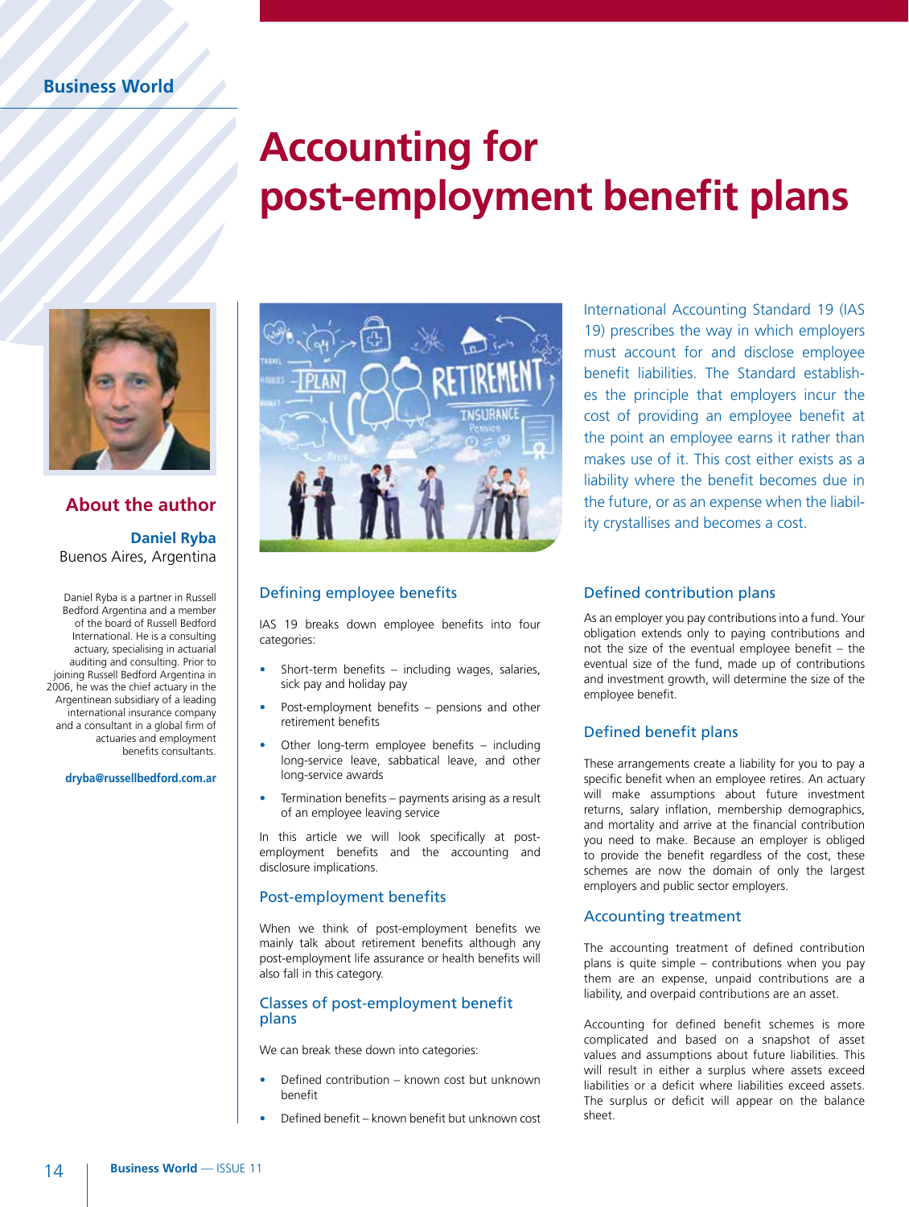# Accounting for post-employment benefit plans

## About the author

**Daniel Ryba**
Buenos Aires, Argentina

Daniel Ryba is a partner in Russell Bedford Argentina and a member of the board of Russell Bedford International. He is a consulting actuary, specialising in actuarial auditing and consulting. Prior to joining Russell Bedford Argentina in 2006, he was the chief actuary in the Argentinean subsidiary of a leading international insurance company and a consultant in a global firm of actuaries and employment benefits consultants.

dryba@russellbedford.com.ar

International Accounting Standard 19 (IAS 19) prescribes the way in which employers must account for and disclose employee benefit liabilities. The Standard establishes the principle that employers incur the cost of providing an employee benefit at the point an employee earns it rather than makes use of it. This cost either exists as a liability where the benefit becomes due in the future, or as an expense when the liability crystallises and becomes a cost.

### Defining employee benefits

IAS 19 breaks down employee benefits into four categories:

- Short-term benefits – including wages, salaries, sick pay and holiday pay
- Post-employment benefits – pensions and other retirement benefits
- Other long-term employee benefits – including long-service leave, sabbatical leave, and other long-service awards
- Termination benefits – payments arising as a result of an employee leaving service

In this article we will look specifically at post-employment benefits and the accounting and disclosure implications.

### Post-employment benefits

When we think of post-employment benefits we mainly talk about retirement benefits although any post-employment life assurance or health benefits will also fall in this category.

### Classes of post-employment benefit plans

We can break these down into categories:

- Defined contribution – known cost but unknown benefit
- Defined benefit – known benefit but unknown cost

### Defined contribution plans

As an employer you pay contributions into a fund. Your obligation extends only to paying contributions and not the size of the eventual employee benefit – the eventual size of the fund, made up of contributions and investment growth, will determine the size of the employee benefit.

### Defined benefit plans

These arrangements create a liability for you to pay a specific benefit when an employee retires. An actuary will make assumptions about future investment returns, salary inflation, membership demographics, and mortality and arrive at the financial contribution you need to make. Because an employer is obliged to provide the benefit regardless of the cost, these schemes are now the domain of only the largest employers and public sector employers.

### Accounting treatment

The accounting treatment of defined contribution plans is quite simple – contributions when you pay them are an expense, unpaid contributions are a liability, and overpaid contributions are an asset.

Accounting for defined benefit schemes is more complicated and based on a snapshot of asset values and assumptions about future liabilities. This will result in either a surplus where assets exceed liabilities or a deficit where liabilities exceed assets. The surplus or deficit will appear on the balance sheet.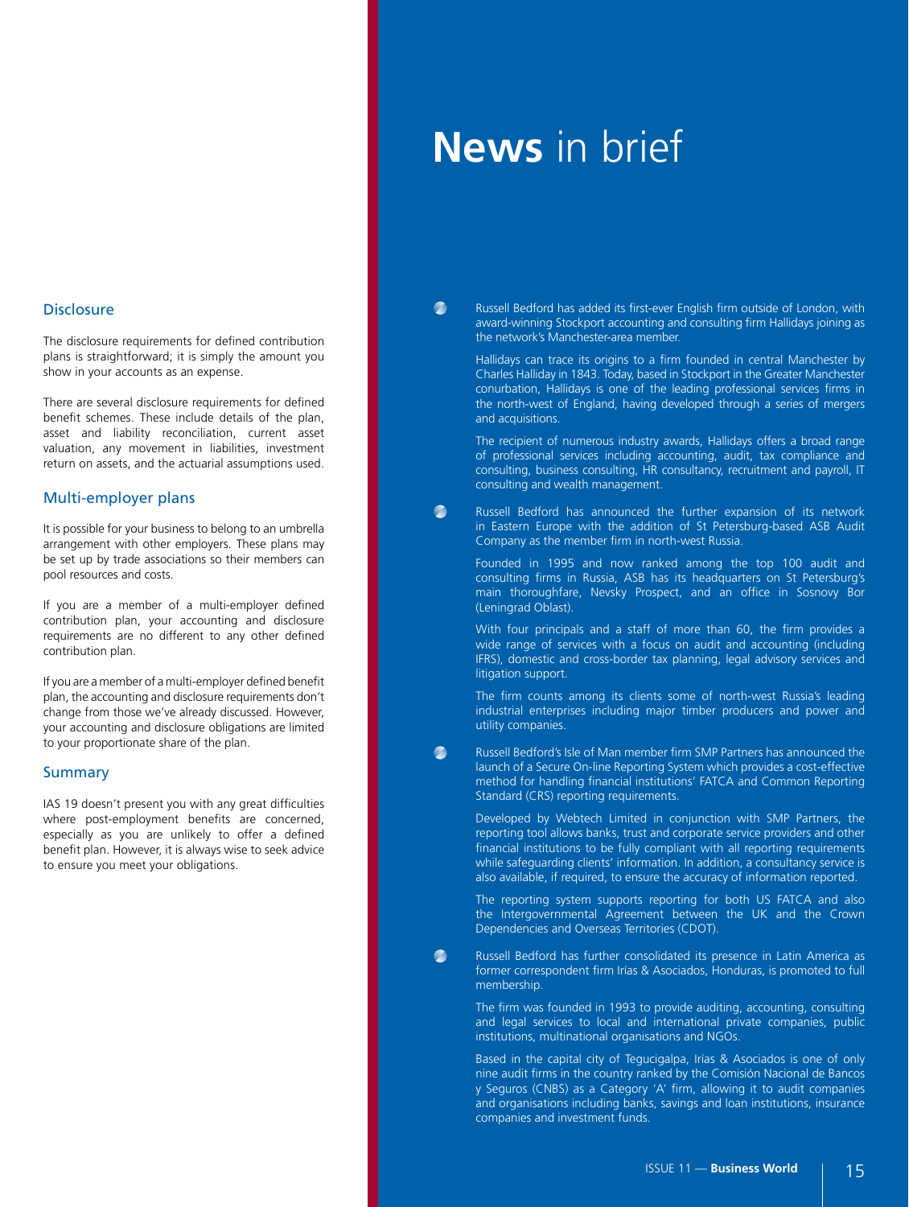## Disclosure

The disclosure requirements for defined contribution plans is straightforward; it is simply the amount you show in your accounts as an expense.

There are several disclosure requirements for defined benefit schemes. These include details of the plan, asset and liability reconciliation, current asset valuation, any movement in liabilities, investment return on assets, and the actuarial assumptions used.

## Multi-employer plans

It is possible for your business to belong to an umbrella arrangement with other employers. These plans may be set up by trade associations so their members can pool resources and costs.

If you are a member of a multi-employer defined contribution plan, your accounting and disclosure requirements are no different to any other defined contribution plan.

If you are a member of a multi-employer defined benefit plan, the accounting and disclosure requirements don't change from those we've already discussed. However, your accounting and disclosure obligations are limited to your proportionate share of the plan.

## Summary

IAS 19 doesn't present you with any great difficulties where post-employment benefits are concerned, especially as you are unlikely to offer a defined benefit plan. However, it is always wise to seek advice to ensure you meet your obligations.

# **News** in brief

- Russell Bedford has added its first-ever English firm outside of London, with award-winning Stockport accounting and consulting firm Hallidays joining as the network's Manchester-area member.

  Hallidays can trace its origins to a firm founded in central Manchester by Charles Halliday in 1843. Today, based in Stockport in the Greater Manchester conurbation, Hallidays is one of the leading professional services firms in the north-west of England, having developed through a series of mergers and acquisitions.

  The recipient of numerous industry awards, Hallidays offers a broad range of professional services including accounting, audit, tax compliance and consulting, business consulting, HR consultancy, recruitment and payroll, IT consulting and wealth management.

- Russell Bedford has announced the further expansion of its network in Eastern Europe with the addition of St Petersburg-based ASB Audit Company as the member firm in north-west Russia.

  Founded in 1995 and now ranked among the top 100 audit and consulting firms in Russia, ASB has its headquarters on St Petersburg's main thoroughfare, Nevsky Prospect, and an office in Sosnovy Bor (Leningrad Oblast).

  With four principals and a staff of more than 60, the firm provides a wide range of services with a focus on audit and accounting (including IFRS), domestic and cross-border tax planning, legal advisory services and litigation support.

  The firm counts among its clients some of north-west Russia's leading industrial enterprises including major timber producers and power and utility companies.

- Russell Bedford's Isle of Man member firm SMP Partners has announced the launch of a Secure On-line Reporting System which provides a cost-effective method for handling financial institutions' FATCA and Common Reporting Standard (CRS) reporting requirements.

  Developed by Webtech Limited in conjunction with SMP Partners, the reporting tool allows banks, trust and corporate service providers and other financial institutions to be fully compliant with all reporting requirements while safeguarding clients' information. In addition, a consultancy service is also available, if required, to ensure the accuracy of information reported.

  The reporting system supports reporting for both US FATCA and also the Intergovernmental Agreement between the UK and the Crown Dependencies and Overseas Territories (CDOT).

- Russell Bedford has further consolidated its presence in Latin America as former correspondent firm Irías & Asociados, Honduras, is promoted to full membership.

  The firm was founded in 1993 to provide auditing, accounting, consulting and legal services to local and international private companies, public institutions, multinational organisations and NGOs.

  Based in the capital city of Tegucigalpa, Irías & Asociados is one of only nine audit firms in the country ranked by the Comisión Nacional de Bancos y Seguros (CNBS) as a Category 'A' firm, allowing it to audit companies and organisations including banks, savings and loan institutions, insurance companies and investment funds.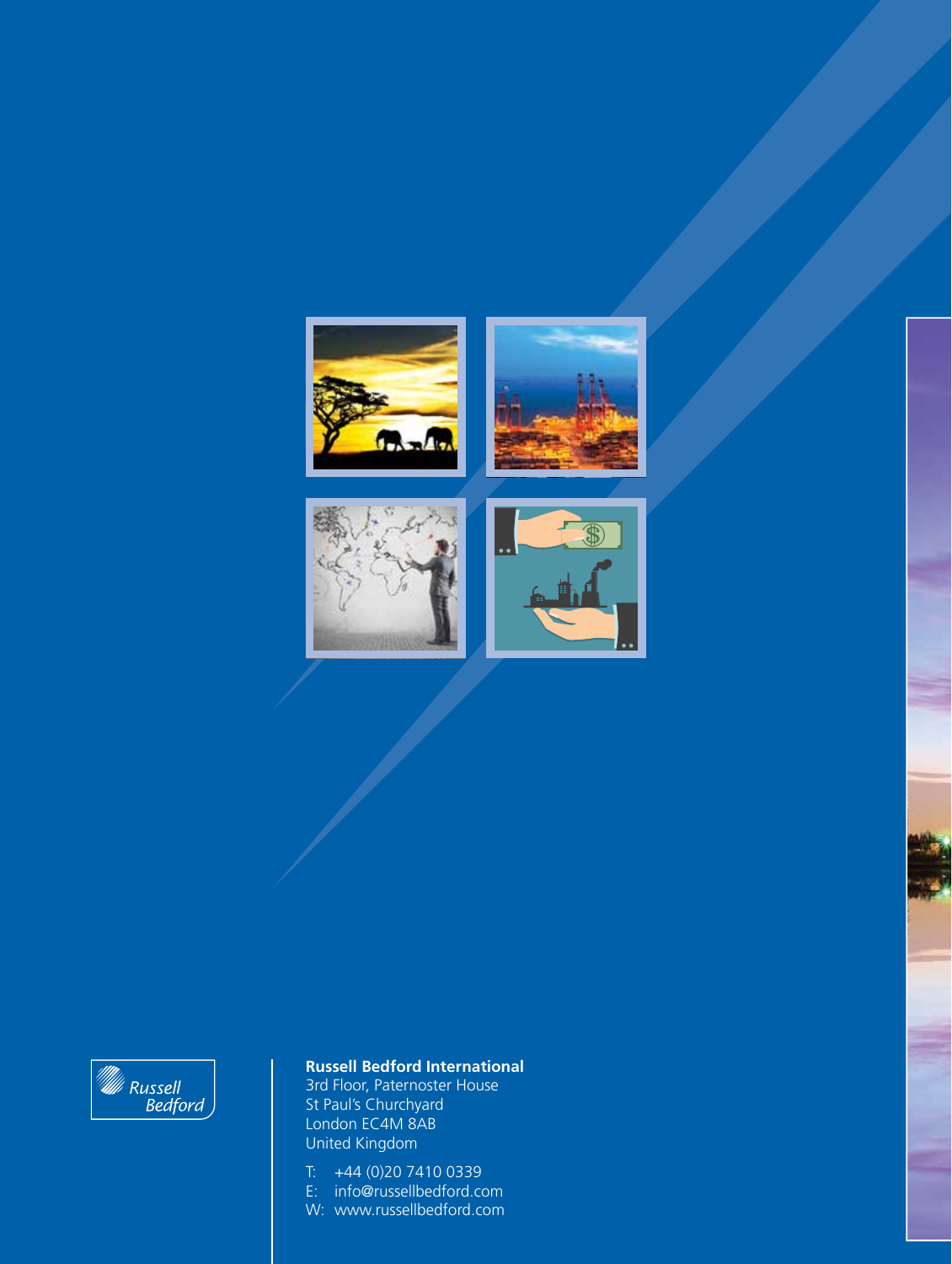Russell Bedford

**Russell Bedford International**
3rd Floor, Paternoster House
St Paul's Churchyard
London EC4M 8AB
United Kingdom

T: +44 (0)20 7410 0339
E: info@russellbedford.com
W: www.russellbedford.com